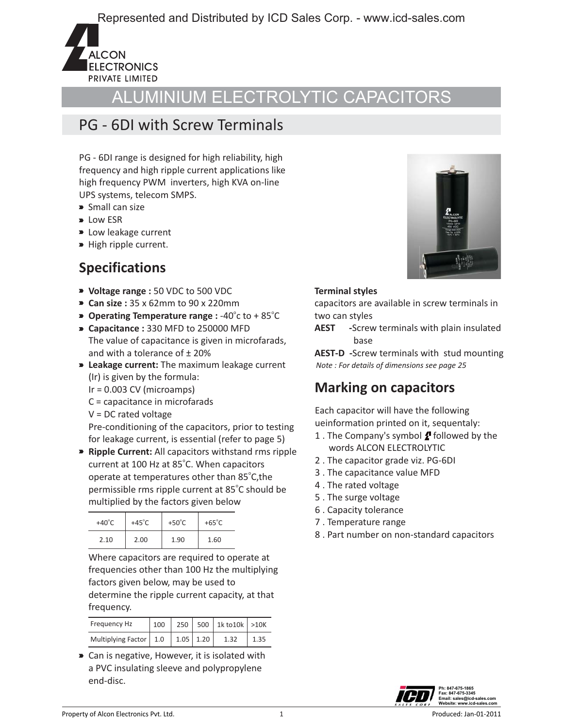Represented and Distributed by ICD Sales Corp. - www.icd-sales.com

ALCON ELECTRONICS PRIVATE LIMITED

# ALUMINIUM ELECTROLYTIC CAPACITORS

## PG - 6DI with Screw Terminals

PG - 6DI range is designed for high reliability, high frequency and high ripple current applications like high frequency PWM inverters, high KVA on-line UPS systems, telecom SMPS.

- Small can size
- Low ESR
- Low leakage current
- High ripple current.

## Specifications

- **Voltage range :** 50 VDC to 500 VDC
- **Can size :** 35 x 62mm to 90 x 220mm
- **Operating Temperature range :** -40°c to + 85°C
- **Capacitance :** 330 MFD to 250000 MFD
  The value of capacitance is given in microfarads, and with a tolerance of ± 20%
- **Leakage current:** The maximum leakage current (Ir) is given by the formula:
  Ir = 0.003 CV (microamps)
  C = capacitance in microfarads
  V = DC rated voltage
  Pre-conditioning of the capacitors, prior to testing for leakage current, is essential (refer to page 5)
- **Ripple Current:** All capacitors withstand rms ripple current at 100 Hz at 85°C. When capacitors operate at temperatures other than 85°C,the permissible rms ripple current at 85°C should be multiplied by the factors given below

| +40°C | +45°C | +50°C | +65°C |
|---|---|---|---|
| 2.10 | 2.00 | 1.90 | 1.60 |

Where capacitors are required to operate at frequencies other than 100 Hz the multiplying factors given below, may be used to determine the ripple current capacity, at that frequency.

| Frequency Hz | 100 | 250 | 500 | 1k to10k | >10K |
|---|---|---|---|---|---|
| Multiplying Factor | 1.0 | 1.05 | 1.20 | 1.32 | 1.35 |

- Can is negative, However, it is isolated with a PVC insulating sleeve and polypropylene end-disc.

**Terminal styles**

capacitors are available in screw terminals in two can styles

**AEST** -Screw terminals with plain insulated base

**AEST-D** -Screw terminals with stud mounting

*Note : For details of dimensions see page 25*

## Marking on capacitors

Each capacitor will have the following ueinformation printed on it, sequentaly:

1. The Company's symbol followed by the words ALCON ELECTROLYTIC
2. The capacitor grade viz. PG-6DI
3. The capacitance value MFD
4. The rated voltage
5. The surge voltage
6. Capacity tolerance
7. Temperature range
8. Part number on non-standard capacitors

Ph: 847-675-1865
Fax: 847-675-3345
Email: sales@icd-sales.com
Website: www.icd-sales.com

Property of Alcon Electronics Pvt. Ltd. Produced: Jan-01-2011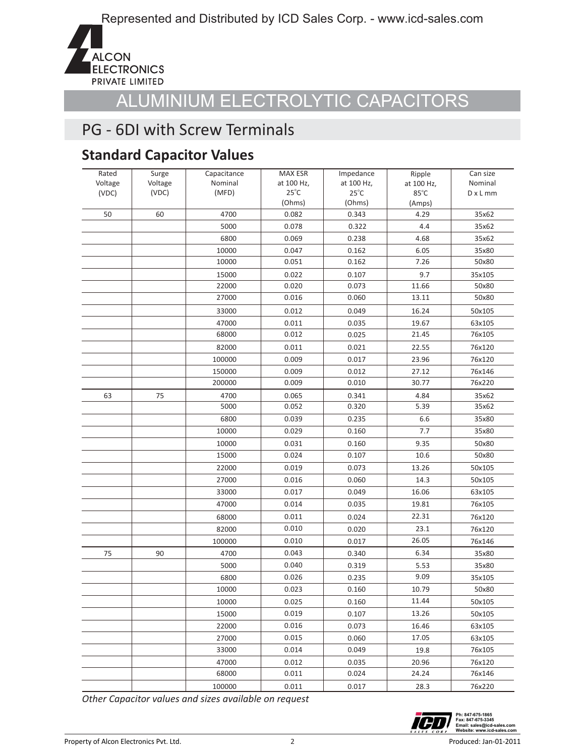Represented and Distributed by ICD Sales Corp. - www.icd-sales.com

ALCON ELECTRONICS PRIVATE LIMITED

# ALUMINIUM ELECTROLYTIC CAPACITORS

## PG - 6DI with Screw Terminals

### Standard Capacitor Values

| Rated Voltage (VDC) | Surge Voltage (VDC) | Capacitance Nominal (MFD) | MAX ESR at 100 Hz, 25°C (Ohms) | Impedance at 100 Hz, 25°C (Ohms) | Ripple at 100 Hz, 85°C (Amps) | Can size Nominal D x L mm |
|---|---|---|---|---|---|---|
| 50 | 60 | 4700 | 0.082 | 0.343 | 4.29 | 35x62 |
| | | 5000 | 0.078 | 0.322 | 4.4 | 35x62 |
| | | 6800 | 0.069 | 0.238 | 4.68 | 35x62 |
| | | 10000 | 0.047 | 0.162 | 6.05 | 35x80 |
| | | 10000 | 0.051 | 0.162 | 7.26 | 50x80 |
| | | 15000 | 0.022 | 0.107 | 9.7 | 35x105 |
| | | 22000 | 0.020 | 0.073 | 11.66 | 50x80 |
| | | 27000 | 0.016 | 0.060 | 13.11 | 50x80 |
| | | 33000 | 0.012 | 0.049 | 16.24 | 50x105 |
| | | 47000 | 0.011 | 0.035 | 19.67 | 63x105 |
| | | 68000 | 0.012 | 0.025 | 21.45 | 76x105 |
| | | 82000 | 0.011 | 0.021 | 22.55 | 76x120 |
| | | 100000 | 0.009 | 0.017 | 23.96 | 76x120 |
| | | 150000 | 0.009 | 0.012 | 27.12 | 76x146 |
| | | 200000 | 0.009 | 0.010 | 30.77 | 76x220 |
| 63 | 75 | 4700 | 0.065 | 0.341 | 4.84 | 35x62 |
| | | 5000 | 0.052 | 0.320 | 5.39 | 35x62 |
| | | 6800 | 0.039 | 0.235 | 6.6 | 35x80 |
| | | 10000 | 0.029 | 0.160 | 7.7 | 35x80 |
| | | 10000 | 0.031 | 0.160 | 9.35 | 50x80 |
| | | 15000 | 0.024 | 0.107 | 10.6 | 50x80 |
| | | 22000 | 0.019 | 0.073 | 13.26 | 50x105 |
| | | 27000 | 0.016 | 0.060 | 14.3 | 50x105 |
| | | 33000 | 0.017 | 0.049 | 16.06 | 63x105 |
| | | 47000 | 0.014 | 0.035 | 19.81 | 76x105 |
| | | 68000 | 0.011 | 0.024 | 22.31 | 76x120 |
| | | 82000 | 0.010 | 0.020 | 23.1 | 76x120 |
| | | 100000 | 0.010 | 0.017 | 26.05 | 76x146 |
| 75 | 90 | 4700 | 0.043 | 0.340 | 6.34 | 35x80 |
| | | 5000 | 0.040 | 0.319 | 5.53 | 35x80 |
| | | 6800 | 0.026 | 0.235 | 9.09 | 35x105 |
| | | 10000 | 0.023 | 0.160 | 10.79 | 50x80 |
| | | 10000 | 0.025 | 0.160 | 11.44 | 50x105 |
| | | 15000 | 0.019 | 0.107 | 13.26 | 50x105 |
| | | 22000 | 0.016 | 0.073 | 16.46 | 63x105 |
| | | 27000 | 0.015 | 0.060 | 17.05 | 63x105 |
| | | 33000 | 0.014 | 0.049 | 19.8 | 76x105 |
| | | 47000 | 0.012 | 0.035 | 20.96 | 76x120 |
| | | 68000 | 0.011 | 0.024 | 24.24 | 76x146 |
| | | 100000 | 0.011 | 0.017 | 28.3 | 76x220 |

*Other Capacitor values and sizes available on request*

Ph: 847-675-1865
Fax: 847-675-3345
Email: sales@icd-sales.com
Website: www.icd-sales.com

Property of Alcon Electronics Pvt. Ltd. Produced: Jan-01-2011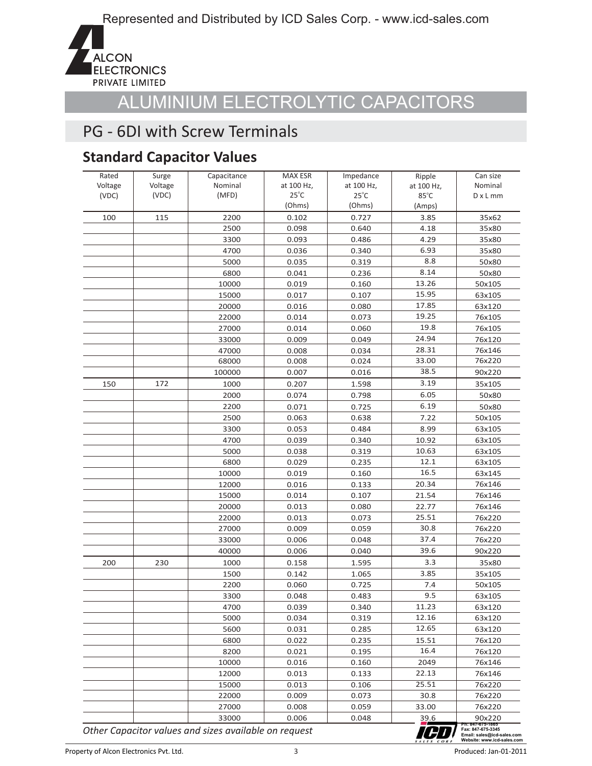Represented and Distributed by ICD Sales Corp. - www.icd-sales.com

ALCON ELECTRONICS PRIVATE LIMITED

# ALUMINIUM ELECTROLYTIC CAPACITORS

## PG - 6DI with Screw Terminals

### Standard Capacitor Values

| Rated Voltage (VDC) | Surge Voltage (VDC) | Capacitance Nominal (MFD) | MAX ESR at 100 Hz, 25°C (Ohms) | Impedance at 100 Hz, 25°C (Ohms) | Ripple at 100 Hz, 85°C (Amps) | Can size Nominal D x L mm |
|---|---|---|---|---|---|---|
| 100 | 115 | 2200 | 0.102 | 0.727 | 3.85 | 35x62 |
| | | 2500 | 0.098 | 0.640 | 4.18 | 35x80 |
| | | 3300 | 0.093 | 0.486 | 4.29 | 35x80 |
| | | 4700 | 0.036 | 0.340 | 6.93 | 35x80 |
| | | 5000 | 0.035 | 0.319 | 8.8 | 50x80 |
| | | 6800 | 0.041 | 0.236 | 8.14 | 50x80 |
| | | 10000 | 0.019 | 0.160 | 13.26 | 50x105 |
| | | 15000 | 0.017 | 0.107 | 15.95 | 63x105 |
| | | 20000 | 0.016 | 0.080 | 17.85 | 63x120 |
| | | 22000 | 0.014 | 0.073 | 19.25 | 76x105 |
| | | 27000 | 0.014 | 0.060 | 19.8 | 76x105 |
| | | 33000 | 0.009 | 0.049 | 24.94 | 76x120 |
| | | 47000 | 0.008 | 0.034 | 28.31 | 76x146 |
| | | 68000 | 0.008 | 0.024 | 33.00 | 76x220 |
| | | 100000 | 0.007 | 0.016 | 38.5 | 90x220 |
| 150 | 172 | 1000 | 0.207 | 1.598 | 3.19 | 35x105 |
| | | 2000 | 0.074 | 0.798 | 6.05 | 50x80 |
| | | 2200 | 0.071 | 0.725 | 6.19 | 50x80 |
| | | 2500 | 0.063 | 0.638 | 7.22 | 50x105 |
| | | 3300 | 0.053 | 0.484 | 8.99 | 63x105 |
| | | 4700 | 0.039 | 0.340 | 10.92 | 63x105 |
| | | 5000 | 0.038 | 0.319 | 10.63 | 63x105 |
| | | 6800 | 0.029 | 0.235 | 12.1 | 63x105 |
| | | 10000 | 0.019 | 0.160 | 16.5 | 63x145 |
| | | 12000 | 0.016 | 0.133 | 20.34 | 76x146 |
| | | 15000 | 0.014 | 0.107 | 21.54 | 76x146 |
| | | 20000 | 0.013 | 0.080 | 22.77 | 76x146 |
| | | 22000 | 0.013 | 0.073 | 25.51 | 76x220 |
| | | 27000 | 0.009 | 0.059 | 30.8 | 76x220 |
| | | 33000 | 0.006 | 0.048 | 37.4 | 76x220 |
| | | 40000 | 0.006 | 0.040 | 39.6 | 90x220 |
| 200 | 230 | 1000 | 0.158 | 1.595 | 3.3 | 35x80 |
| | | 1500 | 0.142 | 1.065 | 3.85 | 35x105 |
| | | 2200 | 0.060 | 0.725 | 7.4 | 50x105 |
| | | 3300 | 0.048 | 0.483 | 9.5 | 63x105 |
| | | 4700 | 0.039 | 0.340 | 11.23 | 63x120 |
| | | 5000 | 0.034 | 0.319 | 12.16 | 63x120 |
| | | 5600 | 0.031 | 0.285 | 12.65 | 63x120 |
| | | 6800 | 0.022 | 0.235 | 15.51 | 76x120 |
| | | 8200 | 0.021 | 0.195 | 16.4 | 76x120 |
| | | 10000 | 0.016 | 0.160 | 2049 | 76x146 |
| | | 12000 | 0.013 | 0.133 | 22.13 | 76x146 |
| | | 15000 | 0.013 | 0.106 | 25.51 | 76x220 |
| | | 22000 | 0.009 | 0.073 | 30.8 | 76x220 |
| | | 27000 | 0.008 | 0.059 | 33.00 | 76x220 |
| | | 33000 | 0.006 | 0.048 | 39.6 | 90x220 |

*Other Capacitor values and sizes available on request*

ICD SALES CORP — Ph: 847-675-1865 Fax: 847-675-3345 Email: sales@icd-sales.com Website: www.icd-sales.com

Property of Alcon Electronics Pvt. Ltd. — Produced: Jan-01-2011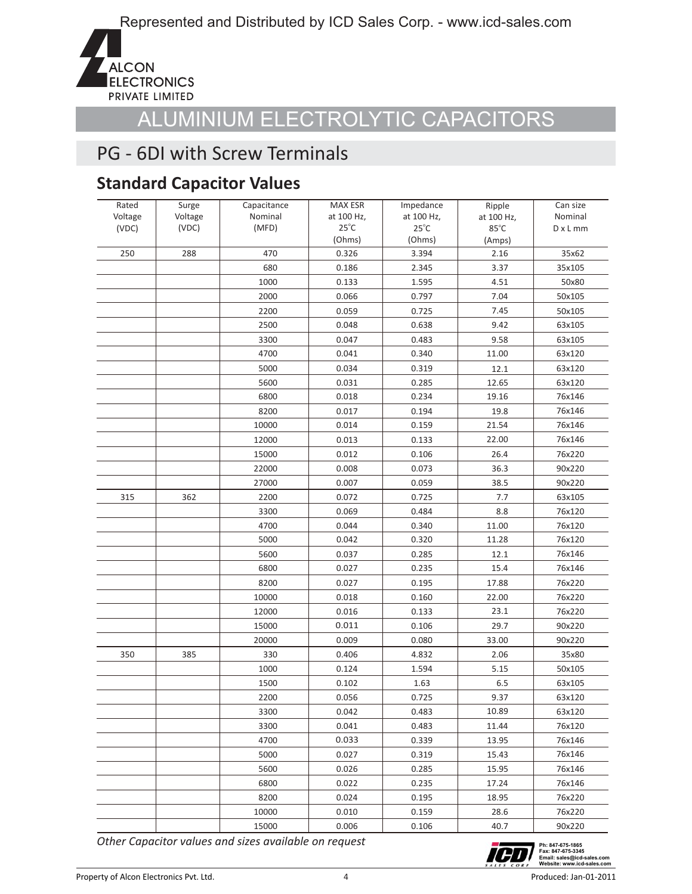Represented and Distributed by ICD Sales Corp. - www.icd-sales.com

ALCON ELECTRONICS PRIVATE LIMITED

# ALUMINIUM ELECTROLYTIC CAPACITORS

## PG - 6DI with Screw Terminals

### Standard Capacitor Values

| Rated Voltage (VDC) | Surge Voltage (VDC) | Capacitance Nominal (MFD) | MAX ESR at 100 Hz, 25°C (Ohms) | Impedance at 100 Hz, 25°C (Ohms) | Ripple at 100 Hz, 85°C (Amps) | Can size Nominal D x L mm |
|---|---|---|---|---|---|---|
| 250 | 288 | 470 | 0.326 | 3.394 | 2.16 | 35x62 |
| | | 680 | 0.186 | 2.345 | 3.37 | 35x105 |
| | | 1000 | 0.133 | 1.595 | 4.51 | 50x80 |
| | | 2000 | 0.066 | 0.797 | 7.04 | 50x105 |
| | | 2200 | 0.059 | 0.725 | 7.45 | 50x105 |
| | | 2500 | 0.048 | 0.638 | 9.42 | 63x105 |
| | | 3300 | 0.047 | 0.483 | 9.58 | 63x105 |
| | | 4700 | 0.041 | 0.340 | 11.00 | 63x120 |
| | | 5000 | 0.034 | 0.319 | 12.1 | 63x120 |
| | | 5600 | 0.031 | 0.285 | 12.65 | 63x120 |
| | | 6800 | 0.018 | 0.234 | 19.16 | 76x146 |
| | | 8200 | 0.017 | 0.194 | 19.8 | 76x146 |
| | | 10000 | 0.014 | 0.159 | 21.54 | 76x146 |
| | | 12000 | 0.013 | 0.133 | 22.00 | 76x146 |
| | | 15000 | 0.012 | 0.106 | 26.4 | 76x220 |
| | | 22000 | 0.008 | 0.073 | 36.3 | 90x220 |
| | | 27000 | 0.007 | 0.059 | 38.5 | 90x220 |
| 315 | 362 | 2200 | 0.072 | 0.725 | 7.7 | 63x105 |
| | | 3300 | 0.069 | 0.484 | 8.8 | 76x120 |
| | | 4700 | 0.044 | 0.340 | 11.00 | 76x120 |
| | | 5000 | 0.042 | 0.320 | 11.28 | 76x120 |
| | | 5600 | 0.037 | 0.285 | 12.1 | 76x146 |
| | | 6800 | 0.027 | 0.235 | 15.4 | 76x146 |
| | | 8200 | 0.027 | 0.195 | 17.88 | 76x220 |
| | | 10000 | 0.018 | 0.160 | 22.00 | 76x220 |
| | | 12000 | 0.016 | 0.133 | 23.1 | 76x220 |
| | | 15000 | 0.011 | 0.106 | 29.7 | 90x220 |
| | | 20000 | 0.009 | 0.080 | 33.00 | 90x220 |
| 350 | 385 | 330 | 0.406 | 4.832 | 2.06 | 35x80 |
| | | 1000 | 0.124 | 1.594 | 5.15 | 50x105 |
| | | 1500 | 0.102 | 1.63 | 6.5 | 63x105 |
| | | 2200 | 0.056 | 0.725 | 9.37 | 63x120 |
| | | 3300 | 0.042 | 0.483 | 10.89 | 63x120 |
| | | 3300 | 0.041 | 0.483 | 11.44 | 76x120 |
| | | 4700 | 0.033 | 0.339 | 13.95 | 76x146 |
| | | 5000 | 0.027 | 0.319 | 15.43 | 76x146 |
| | | 5600 | 0.026 | 0.285 | 15.95 | 76x146 |
| | | 6800 | 0.022 | 0.235 | 17.24 | 76x146 |
| | | 8200 | 0.024 | 0.195 | 18.95 | 76x220 |
| | | 10000 | 0.010 | 0.159 | 28.6 | 76x220 |
| | | 15000 | 0.006 | 0.106 | 40.7 | 90x220 |

*Other Capacitor values and sizes available on request*

Ph: 847-675-1865
Fax: 847-675-3345
Email: sales@icd-sales.com
Website: www.icd-sales.com

Property of Alcon Electronics Pvt. Ltd. Produced: Jan-01-2011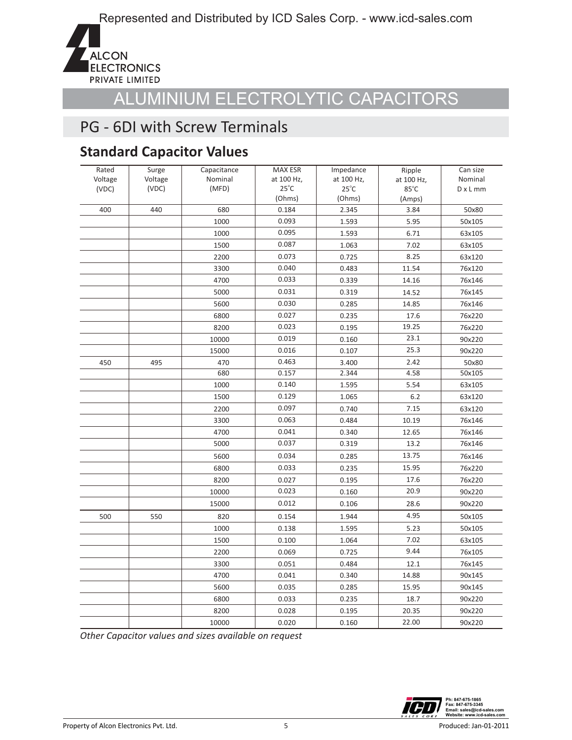Represented and Distributed by ICD Sales Corp. - www.icd-sales.com

ALCON ELECTRONICS PRIVATE LIMITED

# ALUMINIUM ELECTROLYTIC CAPACITORS

## PG - 6DI with Screw Terminals

### Standard Capacitor Values

| Rated Voltage (VDC) | Surge Voltage (VDC) | Capacitance Nominal (MFD) | MAX ESR at 100 Hz, 25°C (Ohms) | Impedance at 100 Hz, 25°C (Ohms) | Ripple at 100 Hz, 85°C (Amps) | Can size Nominal D x L mm |
|---|---|---|---|---|---|---|
| 400 | 440 | 680 | 0.184 | 2.345 | 3.84 | 50x80 |
| | | 1000 | 0.093 | 1.593 | 5.95 | 50x105 |
| | | 1000 | 0.095 | 1.593 | 6.71 | 63x105 |
| | | 1500 | 0.087 | 1.063 | 7.02 | 63x105 |
| | | 2200 | 0.073 | 0.725 | 8.25 | 63x120 |
| | | 3300 | 0.040 | 0.483 | 11.54 | 76x120 |
| | | 4700 | 0.033 | 0.339 | 14.16 | 76x146 |
| | | 5000 | 0.031 | 0.319 | 14.52 | 76x145 |
| | | 5600 | 0.030 | 0.285 | 14.85 | 76x146 |
| | | 6800 | 0.027 | 0.235 | 17.6 | 76x220 |
| | | 8200 | 0.023 | 0.195 | 19.25 | 76x220 |
| | | 10000 | 0.019 | 0.160 | 23.1 | 90x220 |
| | | 15000 | 0.016 | 0.107 | 25.3 | 90x220 |
| 450 | 495 | 470 | 0.463 | 3.400 | 2.42 | 50x80 |
| | | 680 | 0.157 | 2.344 | 4.58 | 50x105 |
| | | 1000 | 0.140 | 1.595 | 5.54 | 63x105 |
| | | 1500 | 0.129 | 1.065 | 6.2 | 63x120 |
| | | 2200 | 0.097 | 0.740 | 7.15 | 63x120 |
| | | 3300 | 0.063 | 0.484 | 10.19 | 76x146 |
| | | 4700 | 0.041 | 0.340 | 12.65 | 76x146 |
| | | 5000 | 0.037 | 0.319 | 13.2 | 76x146 |
| | | 5600 | 0.034 | 0.285 | 13.75 | 76x146 |
| | | 6800 | 0.033 | 0.235 | 15.95 | 76x220 |
| | | 8200 | 0.027 | 0.195 | 17.6 | 76x220 |
| | | 10000 | 0.023 | 0.160 | 20.9 | 90x220 |
| | | 15000 | 0.012 | 0.106 | 28.6 | 90x220 |
| 500 | 550 | 820 | 0.154 | 1.944 | 4.95 | 50x105 |
| | | 1000 | 0.138 | 1.595 | 5.23 | 50x105 |
| | | 1500 | 0.100 | 1.064 | 7.02 | 63x105 |
| | | 2200 | 0.069 | 0.725 | 9.44 | 76x105 |
| | | 3300 | 0.051 | 0.484 | 12.1 | 76x145 |
| | | 4700 | 0.041 | 0.340 | 14.88 | 90x145 |
| | | 5600 | 0.035 | 0.285 | 15.95 | 90x145 |
| | | 6800 | 0.033 | 0.235 | 18.7 | 90x220 |
| | | 8200 | 0.028 | 0.195 | 20.35 | 90x220 |
| | | 10000 | 0.020 | 0.160 | 22.00 | 90x220 |

*Other Capacitor values and sizes available on request*

Ph: 847-675-1865
Fax: 847-675-3345
Email: sales@icd-sales.com
Website: www.icd-sales.com

Property of Alcon Electronics Pvt. Ltd. — Produced: Jan-01-2011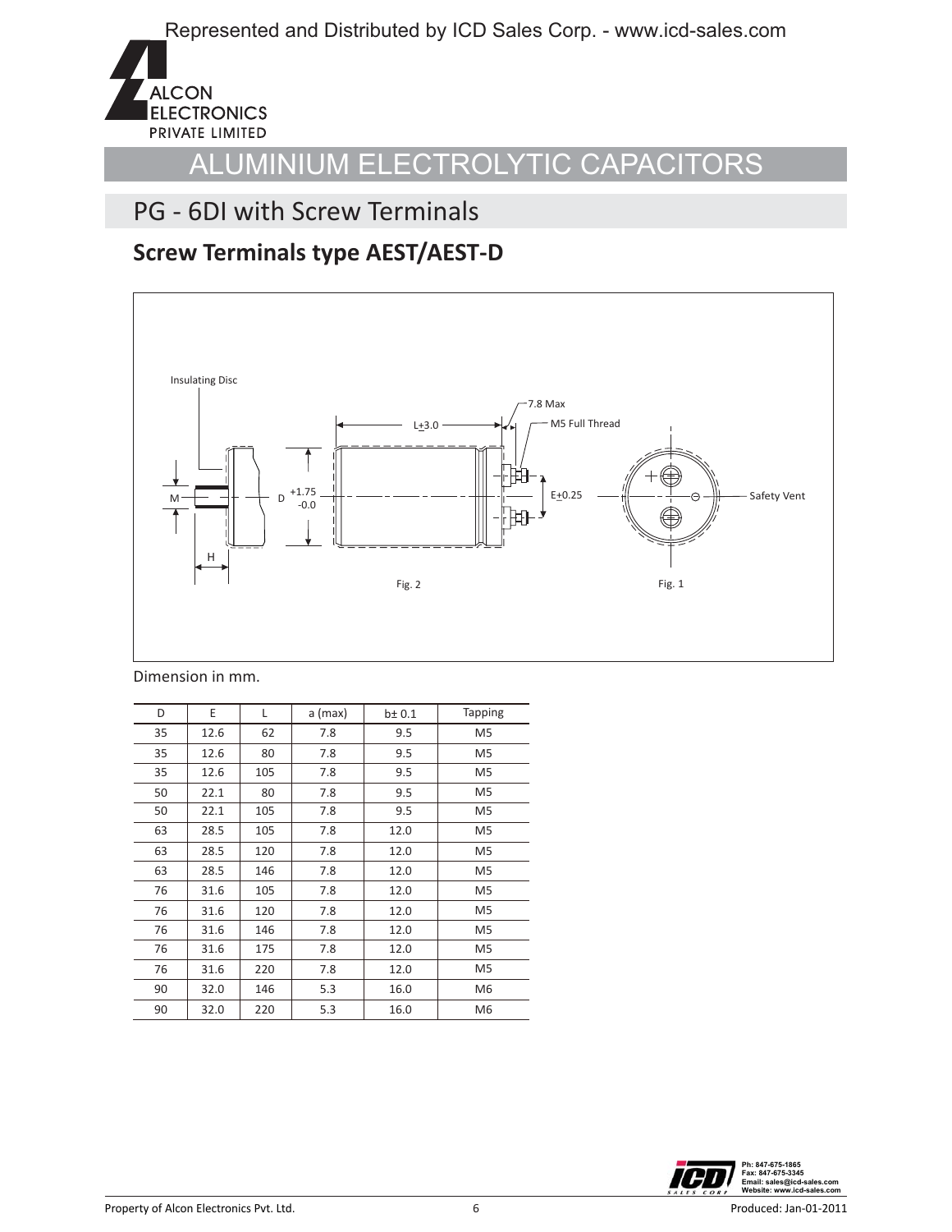# ALUMINIUM ELECTROLYTIC CAPACITORS

## PG - 6DI with Screw Terminals

### Screw Terminals type AEST/AEST-D

Insulating Disc

7.8 Max

L±3.0

M5 Full Thread

M

D +1.75 -0.0

E±0.25

Safety Vent

H

Fig. 2

Fig. 1

Dimension in mm.

| D | E | L | a (max) | b± 0.1 | Tapping |
|---|---|---|---|---|---|
| 35 | 12.6 | 62 | 7.8 | 9.5 | M5 |
| 35 | 12.6 | 80 | 7.8 | 9.5 | M5 |
| 35 | 12.6 | 105 | 7.8 | 9.5 | M5 |
| 50 | 22.1 | 80 | 7.8 | 9.5 | M5 |
| 50 | 22.1 | 105 | 7.8 | 9.5 | M5 |
| 63 | 28.5 | 105 | 7.8 | 12.0 | M5 |
| 63 | 28.5 | 120 | 7.8 | 12.0 | M5 |
| 63 | 28.5 | 146 | 7.8 | 12.0 | M5 |
| 76 | 31.6 | 105 | 7.8 | 12.0 | M5 |
| 76 | 31.6 | 120 | 7.8 | 12.0 | M5 |
| 76 | 31.6 | 146 | 7.8 | 12.0 | M5 |
| 76 | 31.6 | 175 | 7.8 | 12.0 | M5 |
| 76 | 31.6 | 220 | 7.8 | 12.0 | M5 |
| 90 | 32.0 | 146 | 5.3 | 16.0 | M6 |
| 90 | 32.0 | 220 | 5.3 | 16.0 | M6 |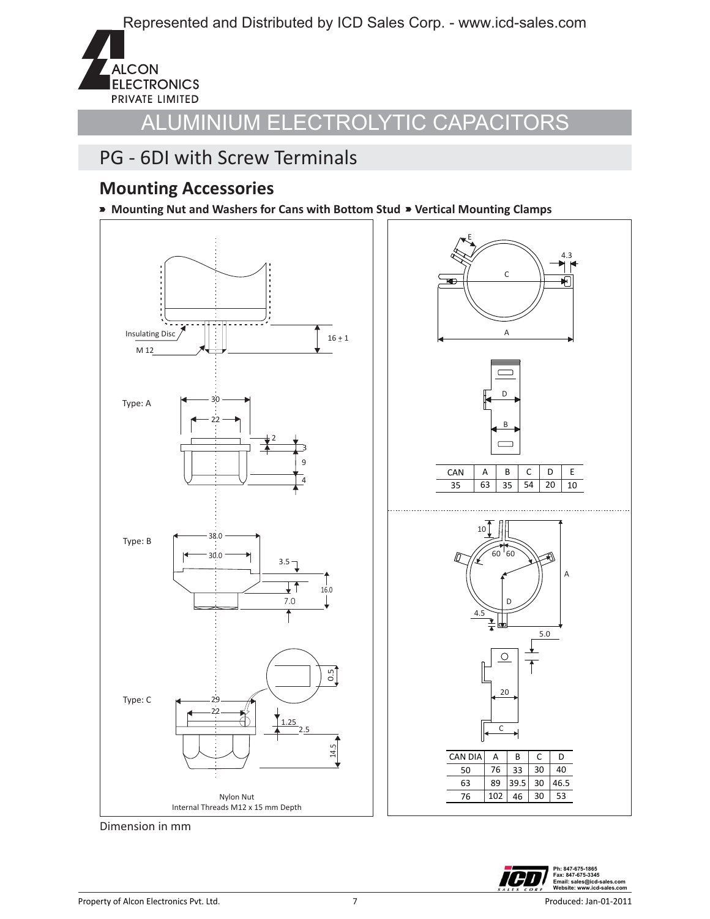Represented and Distributed by ICD Sales Corp. - www.icd-sales.com

ALCON ELECTRONICS PRIVATE LIMITED

# ALUMINIUM ELECTROLYTIC CAPACITORS

## PG - 6DI with Screw Terminals

### Mounting Accessories

- **Mounting Nut and Washers for Cans with Bottom Stud**
- **Vertical Mounting Clamps**

Insulating Disc

M 12

16 ± 1

Type: A

Type: B

Type: C

Nylon Nut
Internal Threads M12 x 15 mm Depth

| CAN | A | B | C | D | E |
|---|---|---|---|---|---|
| 35 | 63 | 35 | 54 | 20 | 10 |

| CAN DIA | A | B | C | D |
|---|---|---|---|---|
| 50 | 76 | 33 | 30 | 40 |
| 63 | 89 | 39.5 | 30 | 46.5 |
| 76 | 102 | 46 | 30 | 53 |

Dimension in mm

Ph: 847-675-1865
Fax: 847-675-3345
Email: sales@icd-sales.com
Website: www.icd-sales.com

Property of Alcon Electronics Pvt. Ltd.

Produced: Jan-01-2011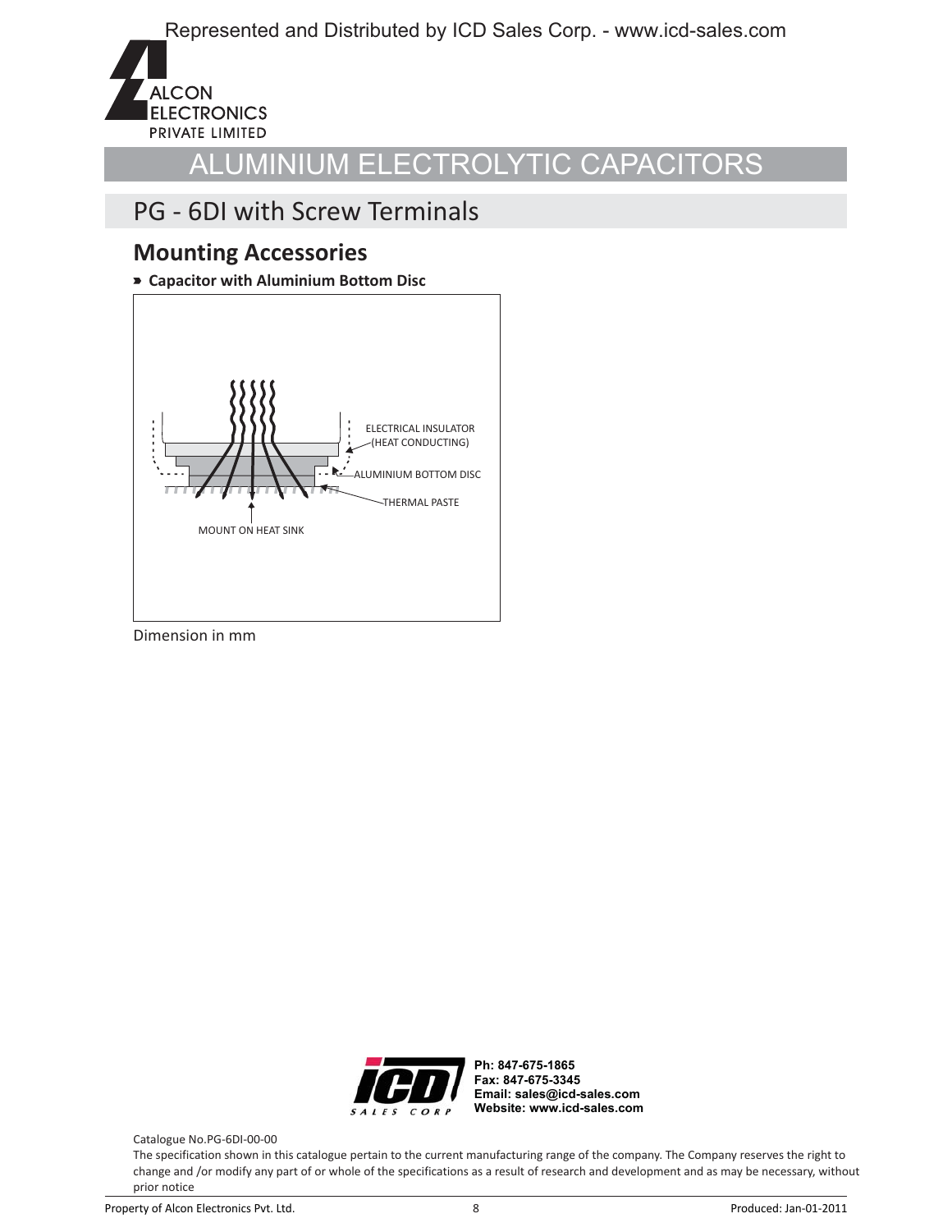Represented and Distributed by ICD Sales Corp. - www.icd-sales.com

# ALUMINIUM ELECTROLYTIC CAPACITORS

## PG - 6DI with Screw Terminals

### Mounting Accessories

- **Capacitor with Aluminium Bottom Disc**

ELECTRICAL INSULATOR (HEAT CONDUCTING)

ALUMINIUM BOTTOM DISC

THERMAL PASTE

MOUNT ON HEAT SINK

Dimension in mm

Ph: 847-675-1865
Fax: 847-675-3345
Email: sales@icd-sales.com
Website: www.icd-sales.com

Catalogue No.PG-6DI-00-00

The specification shown in this catalogue pertain to the current manufacturing range of the company. The Company reserves the right to change and /or modify any part of or whole of the specifications as a result of research and development and as may be necessary, without prior notice

Property of Alcon Electronics Pvt. Ltd.

Produced: Jan-01-2011